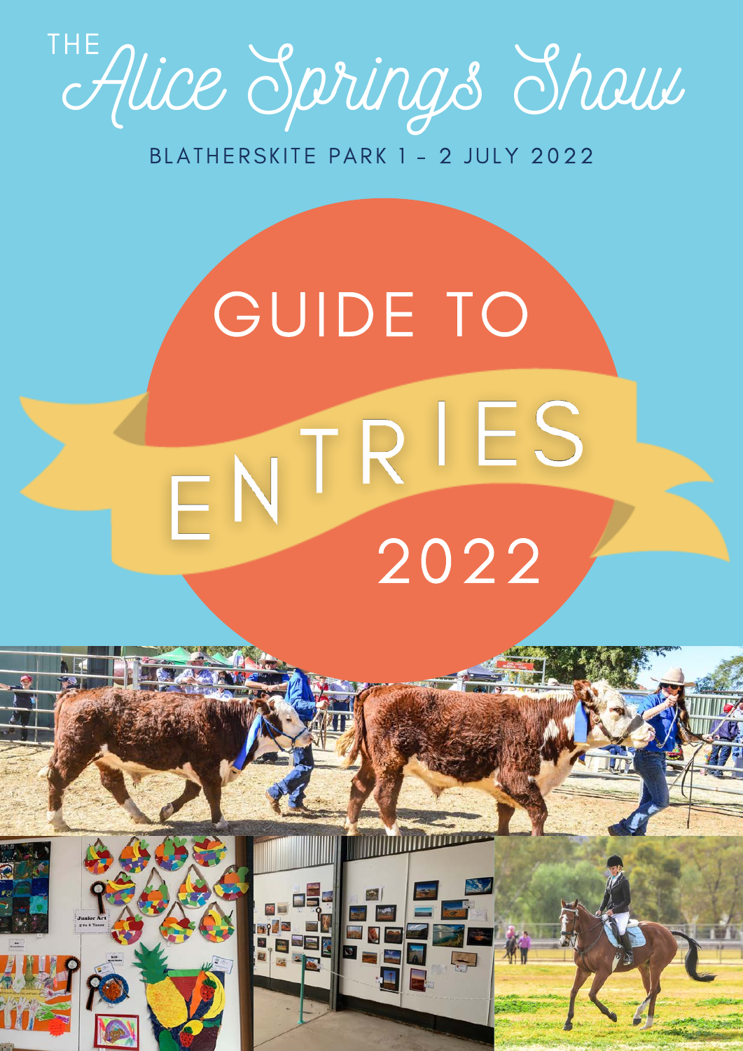# THE Alice Springs Show

BLATHERSKITE PARK 1 - 2 JULY 2022

# GUIDE TO ENTRIES 2022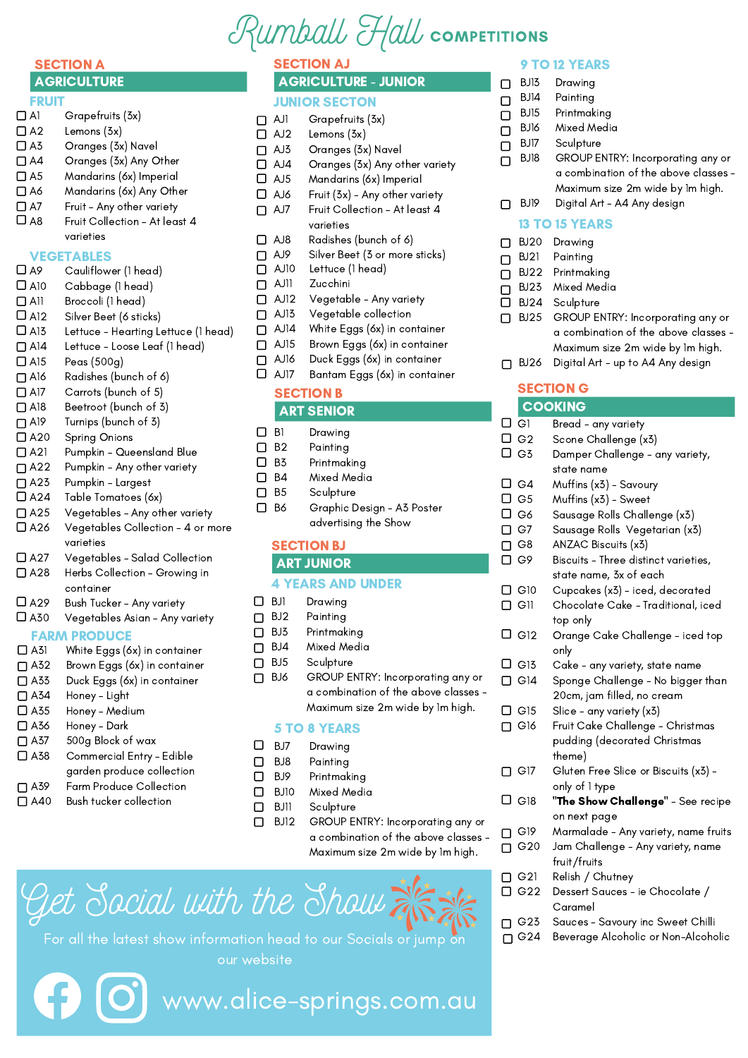# Rumball Hall COMPETITIONS

## SECTION A
## AGRICULTURE

### FRUIT

- ❑ A1 Grapefruits (3x)
- ❑ A2 Lemons (3x)
- ❑ A3 Oranges (3x) Navel
- ❑ A4 Oranges (3x) Any Other
- ❑ A5 Mandarins (6x) Imperial
- ❑ A6 Mandarins (6x) Any Other
- ❑ A7 Fruit - Any other variety
- ❑ A8 Fruit Collection - At least 4 varieties

### VEGETABLES

- ❑ A9 Cauliflower (1 head)
- ❑ A10 Cabbage (1 head)
- ❑ A11 Broccoli (1 head)
- ❑ A12 Silver Beet (6 sticks)
- ❑ A13 Lettuce - Hearting Lettuce (1 head)
- ❑ A14 Lettuce - Loose Leaf (1 head)
- ❑ A15 Peas (500g)
- ❑ A16 Radishes (bunch of 6)
- ❑ A17 Carrots (bunch of 5)
- ❑ A18 Beetroot (bunch of 3)
- ❑ A19 Turnips (bunch of 3)
- ❑ A20 Spring Onions
- ❑ A21 Pumpkin - Queensland Blue
- ❑ A22 Pumpkin - Any other variety
- ❑ A23 Pumpkin - Largest
- ❑ A24 Table Tomatoes (6x)
- ❑ A25 Vegetables - Any other variety
- ❑ A26 Vegetables Collection - 4 or more varieties
- ❑ A27 Vegetables - Salad Collection
- ❑ A28 Herbs Collection - Growing in container
- ❑ A29 Bush Tucker - Any variety
- ❑ A30 Vegetables Asian - Any variety

### FARM PRODUCE

- ❑ A31 White Eggs (6x) in container
- ❑ A32 Brown Eggs (6x) in container
- ❑ A33 Duck Eggs (6x) in container
- ❑ A34 Honey - Light
- ❑ A35 Honey - Medium
- ❑ A36 Honey - Dark
- ❑ A37 500g Block of wax
- ❑ A38 Commercial Entry - Edible garden produce collection
- ❑ A39 Farm Produce Collection
- ❑ A40 Bush tucker collection

## SECTION AJ
## AGRICULTURE - JUNIOR

### JUNIOR SECTON

- ❑ AJ1 Grapefruits (3x)
- ❑ AJ2 Lemons (3x)
- ❑ AJ3 Oranges (3x) Navel
- ❑ AJ4 Oranges (3x) Any other variety
- ❑ AJ5 Mandarins (6x) Imperial
- ❑ AJ6 Fruit (3x) - Any other variety
- ❑ AJ7 Fruit Collection - At least 4 varieties
- ❑ AJ8 Radishes (bunch of 6)
- ❑ AJ9 Silver Beet (3 or more sticks)
- ❑ AJ10 Lettuce (1 head)
- ❑ AJ11 Zucchini
- ❑ AJ12 Vegetable - Any variety
- ❑ AJ13 Vegetable collection
- ❑ AJ14 White Eggs (6x) in container
- ❑ AJ15 Brown Eggs (6x) in container
- ❑ AJ16 Duck Eggs (6x) in container
- ❑ AJ17 Bantam Eggs (6x) in container

## SECTION B
## ART SENIOR

- ❑ B1 Drawing
- ❑ B2 Painting
- ❑ B3 Printmaking
- ❑ B4 Mixed Media
- ❑ B5 Sculpture
- ❑ B6 Graphic Design - A3 Poster advertising the Show

## SECTION BJ
## ART JUNIOR

### 4 YEARS AND UNDER

- ❑ BJ1 Drawing
- ❑ BJ2 Painting
- ❑ BJ3 Printmaking
- ❑ BJ4 Mixed Media
- ❑ BJ5 Sculpture
- ❑ BJ6 GROUP ENTRY: Incorporating any or a combination of the above classes - Maximum size 2m wide by 1m high.

### 5 TO 8 YEARS

- ❑ BJ7 Drawing
- ❑ BJ8 Painting
- ❑ BJ9 Printmaking
- ❑ BJ10 Mixed Media
- ❑ BJ11 Sculpture
- ❑ BJ12 GROUP ENTRY: Incorporating any or a combination of the above classes - Maximum size 2m wide by 1m high.

### 9 TO 12 YEARS

- ❑ BJ13 Drawing
- ❑ BJ14 Painting
- ❑ BJ15 Printmaking
- ❑ BJ16 Mixed Media
- ❑ BJ17 Sculpture
- ❑ BJ18 GROUP ENTRY: Incorporating any or a combination of the above classes - Maximum size 2m wide by 1m high.
- ❑ BJ19 Digital Art - A4 Any design

### 13 TO 15 YEARS

- ❑ BJ20 Drawing
- ❑ BJ21 Painting
- ❑ BJ22 Printmaking
- ❑ BJ23 Mixed Media
- ❑ BJ24 Sculpture
- ❑ BJ25 GROUP ENTRY: Incorporating any or a combination of the above classes - Maximum size 2m wide by 1m high.
- ❑ BJ26 Digital Art - up to A4 Any design

## SECTION G
## COOKING

- ❑ G1 Bread - any variety
- ❑ G2 Scone Challenge (x3)
- ❑ G3 Damper Challenge - any variety, state name
- ❑ G4 Muffins (x3) - Savoury
- ❑ G5 Muffins (x3) - Sweet
- ❑ G6 Sausage Rolls Challenge (x3)
- ❑ G7 Sausage Rolls Vegetarian (x3)
- ❑ G8 ANZAC Biscuits (x3)
- ❑ G9 Biscuits - Three distinct varieties, state name, 3x of each
- ❑ G10 Cupcakes (x3) - iced, decorated
- ❑ G11 Chocolate Cake - Traditional, iced top only
- ❑ G12 Orange Cake Challenge - iced top only
- ❑ G13 Cake - any variety, state name
- ❑ G14 Sponge Challenge - No bigger than 20cm, jam filled, no cream
- ❑ G15 Slice - any variety (x3)
- ❑ G16 Fruit Cake Challenge - Christmas pudding (decorated Christmas theme)
- ❑ G17 Gluten Free Slice or Biscuits (x3) - only of 1 type
- ❑ G18 **"The Show Challenge"** - See recipe on next page
- ❑ G19 Marmalade - Any variety, name fruits
- ❑ G20 Jam Challenge - Any variety, name fruit/fruits
- ❑ G21 Relish / Chutney
- ❑ G22 Dessert Sauces - ie Chocolate / Caramel
- ❑ G23 Sauces - Savoury inc Sweet Chilli
- ❑ G24 Beverage Alcoholic or Non-Alcoholic

## Get Social with the Show

For all the latest show information head to our Socials or jump on our website

www.alice-springs.com.au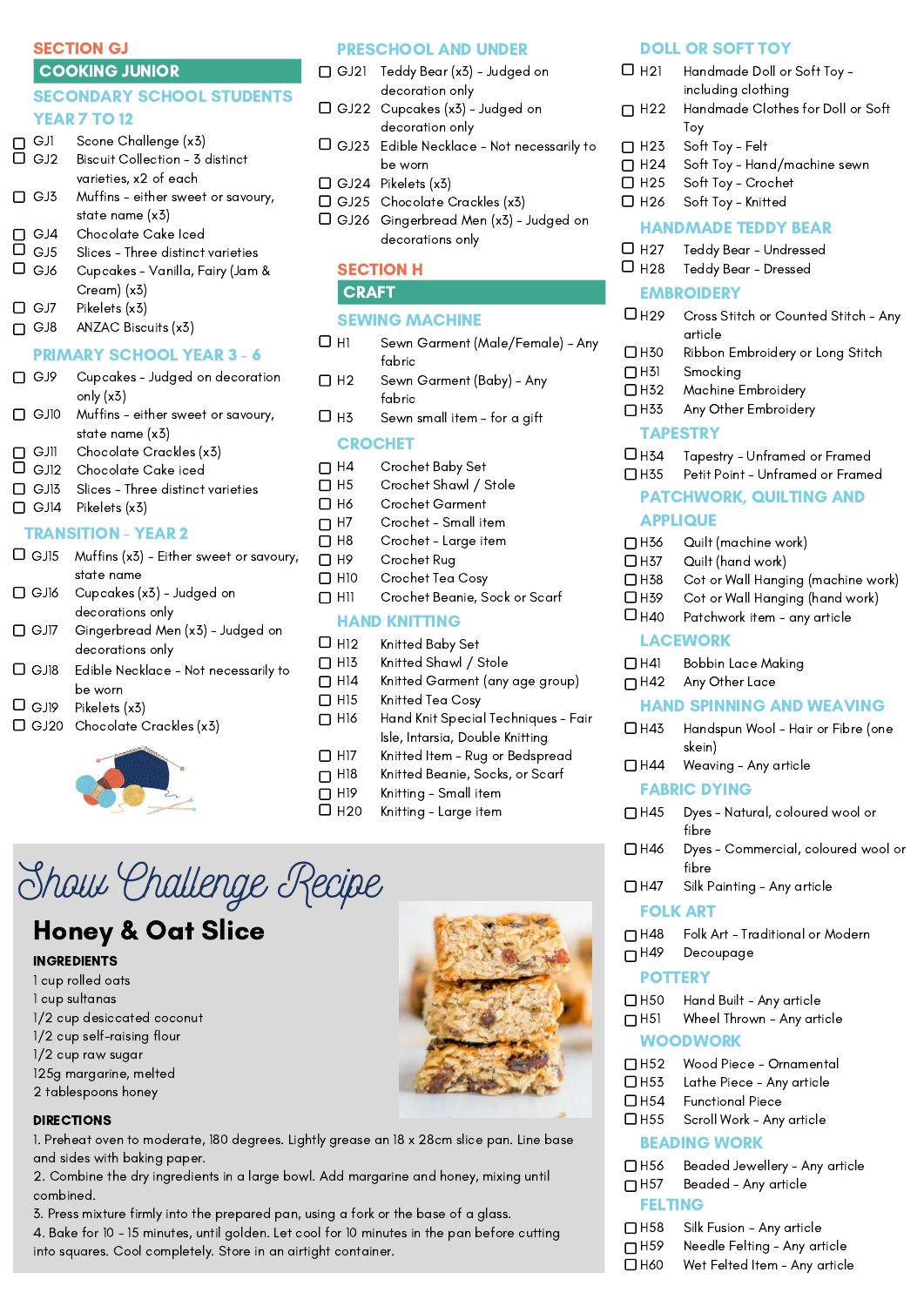# SECTION GJ

## COOKING JUNIOR

### SECONDARY SCHOOL STUDENTS YEAR 7 TO 12

- ☐ GJ1 Scone Challenge (x3)
- ☐ GJ2 Biscuit Collection - 3 distinct varieties, x2 of each
- ☐ GJ3 Muffins - either sweet or savoury, state name (x3)
- ☐ GJ4 Chocolate Cake Iced
- ☐ GJ5 Slices - Three distinct varieties
- ☐ GJ6 Cupcakes - Vanilla, Fairy (Jam & Cream) (x3)
- ☐ GJ7 Pikelets (x3)
- ☐ GJ8 ANZAC Biscuits (x3)

### PRIMARY SCHOOL YEAR 3 - 6

- ☐ GJ9 Cupcakes - Judged on decoration only (x3)
- ☐ GJ10 Muffins - either sweet or savoury, state name (x3)
- ☐ GJ11 Chocolate Crackles (x3)
- ☐ GJ12 Chocolate Cake iced
- ☐ GJ13 Slices - Three distinct varieties
- ☐ GJ14 Pikelets (x3)

### TRANSITION - YEAR 2

- ☐ GJ15 Muffins (x3) - Either sweet or savoury, state name
- ☐ GJ16 Cupcakes (x3) - Judged on decorations only
- ☐ GJ17 Gingerbread Men (x3) - Judged on decorations only
- ☐ GJ18 Edible Necklace - Not necessarily to be worn
- ☐ GJ19 Pikelets (x3)
- ☐ GJ20 Chocolate Crackles (x3)

### PRESCHOOL AND UNDER

- ☐ GJ21 Teddy Bear (x3) - Judged on decoration only
- ☐ GJ22 Cupcakes (x3) - Judged on decoration only
- ☐ GJ23 Edible Necklace - Not necessarily to be worn
- ☐ GJ24 Pikelets (x3)
- ☐ GJ25 Chocolate Crackles (x3)
- ☐ GJ26 Gingerbread Men (x3) - Judged on decorations only

# SECTION H

## CRAFT

### SEWING MACHINE

- ☐ H1 Sewn Garment (Male/Female) - Any fabric
- ☐ H2 Sewn Garment (Baby) - Any fabric
- ☐ H3 Sewn small item - for a gift

### CROCHET

- ☐ H4 Crochet Baby Set
- ☐ H5 Crochet Shawl / Stole
- ☐ H6 Crochet Garment
- ☐ H7 Crochet - Small item
- ☐ H8 Crochet - Large item
- ☐ H9 Crochet Rug
- ☐ H10 Crochet Tea Cosy
- ☐ H11 Crochet Beanie, Sock or Scarf

### HAND KNITTING

- ☐ H12 Knitted Baby Set
- ☐ H13 Knitted Shawl / Stole
- ☐ H14 Knitted Garment (any age group)
- ☐ H15 Knitted Tea Cosy
- ☐ H16 Hand Knit Special Techniques - Fair Isle, Intarsia, Double Knitting
- ☐ H17 Knitted Item - Rug or Bedspread
- ☐ H18 Knitted Beanie, Socks, or Scarf
- ☐ H19 Knitting - Small item
- ☐ H20 Knitting - Large item

### DOLL OR SOFT TOY

- ☐ H21 Handmade Doll or Soft Toy - including clothing
- ☐ H22 Handmade Clothes for Doll or Soft Toy
- ☐ H23 Soft Toy - Felt
- ☐ H24 Soft Toy - Hand/machine sewn
- ☐ H25 Soft Toy - Crochet
- ☐ H26 Soft Toy - Knitted

### HANDMADE TEDDY BEAR

- ☐ H27 Teddy Bear - Undressed
- ☐ H28 Teddy Bear - Dressed

### EMBROIDERY

- ☐ H29 Cross Stitch or Counted Stitch - Any article
- ☐ H30 Ribbon Embroidery or Long Stitch
- ☐ H31 Smocking
- ☐ H32 Machine Embroidery
- ☐ H33 Any Other Embroidery

### TAPESTRY

- ☐ H34 Tapestry - Unframed or Framed
- ☐ H35 Petit Point - Unframed or Framed

### PATCHWORK, QUILTING AND APPLIQUE

- ☐ H36 Quilt (machine work)
- ☐ H37 Quilt (hand work)
- ☐ H38 Cot or Wall Hanging (machine work)
- ☐ H39 Cot or Wall Hanging (hand work)
- ☐ H40 Patchwork item - any article

### LACEWORK

- ☐ H41 Bobbin Lace Making
- ☐ H42 Any Other Lace

### HAND SPINNING AND WEAVING

- ☐ H43 Handspun Wool - Hair or Fibre (one skein)
- ☐ H44 Weaving - Any article

### FABRIC DYING

- ☐ H45 Dyes - Natural, coloured wool or fibre
- ☐ H46 Dyes - Commercial, coloured wool or fibre
- ☐ H47 Silk Painting - Any article

### FOLK ART

- ☐ H48 Folk Art - Traditional or Modern
- ☐ H49 Decoupage

### POTTERY

- ☐ H50 Hand Built - Any article
- ☐ H51 Wheel Thrown - Any article

### WOODWORK

- ☐ H52 Wood Piece - Ornamental
- ☐ H53 Lathe Piece - Any article
- ☐ H54 Functional Piece
- ☐ H55 Scroll Work - Any article

### BEADING WORK

- ☐ H56 Beaded Jewellery - Any article
- ☐ H57 Beaded - Any article

### FELTING

- ☐ H58 Silk Fusion - Any article
- ☐ H59 Needle Felting - Any article
- ☐ H60 Wet Felted Item - Any article

# Show Challenge Recipe

## Honey & Oat Slice

**INGREDIENTS**

1 cup rolled oats
1 cup sultanas
1/2 cup desiccated coconut
1/2 cup self-raising flour
1/2 cup raw sugar
125g margarine, melted
2 tablespoons honey

**DIRECTIONS**

1. Preheat oven to moderate, 180 degrees. Lightly grease an 18 x 28cm slice pan. Line base and sides with baking paper.
2. Combine the dry ingredients in a large bowl. Add margarine and honey, mixing until combined.
3. Press mixture firmly into the prepared pan, using a fork or the base of a glass.
4. Bake for 10 - 15 minutes, until golden. Let cool for 10 minutes in the pan before cutting into squares. Cool completely. Store in an airtight container.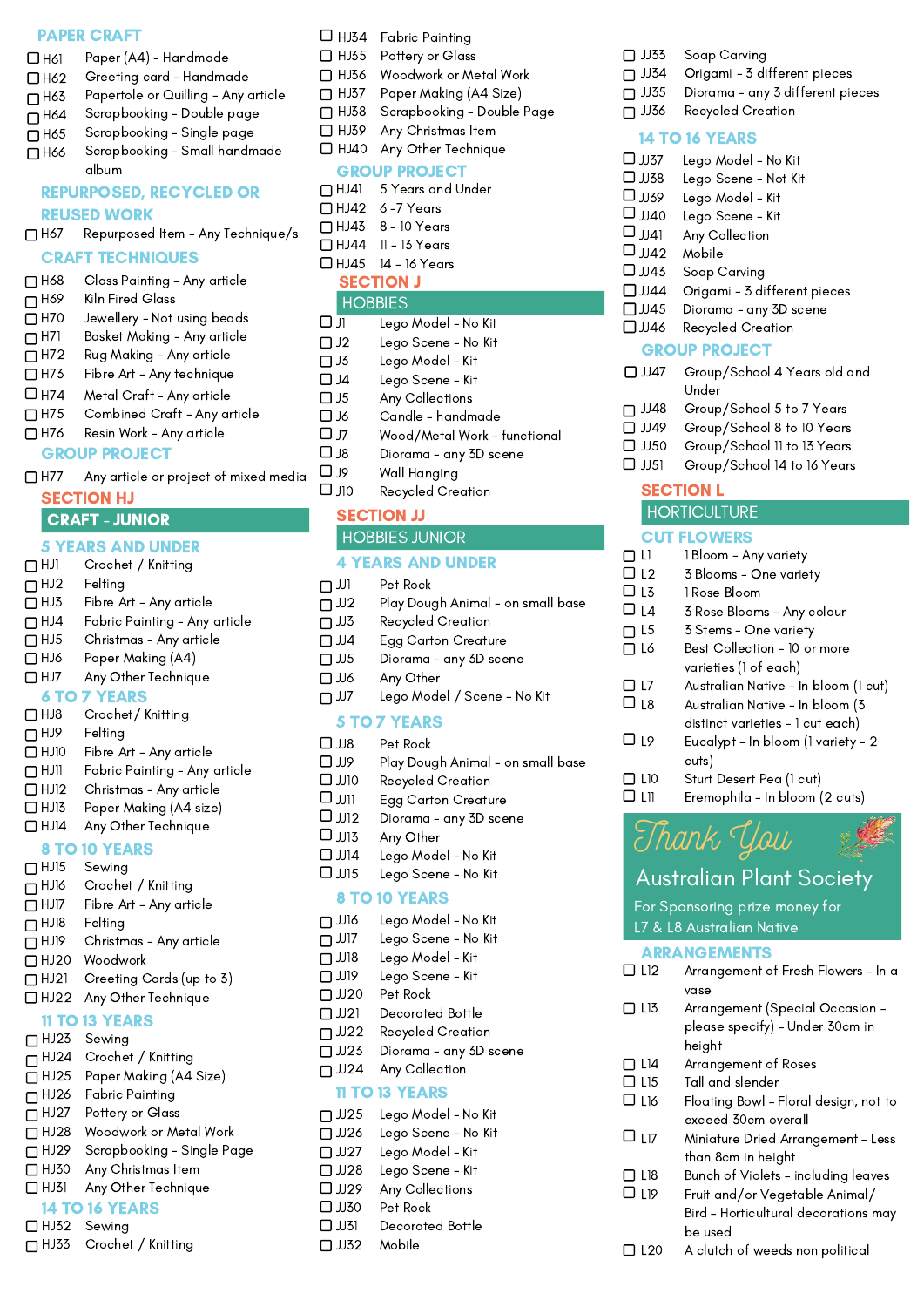## PAPER CRAFT

- H61 Paper (A4) - Handmade
- H62 Greeting card - Handmade
- H63 Papertole or Quilling - Any article
- H64 Scrapbooking - Double page
- H65 Scrapbooking - Single page
- H66 Scrapbooking - Small handmade album

## REPURPOSED, RECYCLED OR REUSED WORK

- H67 Repurposed Item - Any Technique/s

## CRAFT TECHNIQUES

- H68 Glass Painting - Any article
- H69 Kiln Fired Glass
- H70 Jewellery - Not using beads
- H71 Basket Making - Any article
- H72 Rug Making - Any article
- H73 Fibre Art - Any technique
- H74 Metal Craft - Any article
- H75 Combined Craft - Any article
- H76 Resin Work - Any article

## GROUP PROJECT

- H77 Any article or project of mixed media

# SECTION HJ

## CRAFT - JUNIOR

### 5 YEARS AND UNDER

- HJ1 Crochet / Knitting
- HJ2 Felting
- HJ3 Fibre Art - Any article
- HJ4 Fabric Painting - Any article
- HJ5 Christmas - Any article
- HJ6 Paper Making (A4)
- HJ7 Any Other Technique

### 6 TO 7 YEARS

- HJ8 Crochet/ Knitting
- HJ9 Felting
- HJ10 Fibre Art - Any article
- HJ11 Fabric Painting - Any article
- HJ12 Christmas - Any article
- HJ13 Paper Making (A4 size)
- HJ14 Any Other Technique

### 8 TO 10 YEARS

- HJ15 Sewing
- HJ16 Crochet / Knitting
- HJ17 Fibre Art - Any article
- HJ18 Felting
- HJ19 Christmas - Any article
- HJ20 Woodwork
- HJ21 Greeting Cards (up to 3)
- HJ22 Any Other Technique

### 11 TO 13 YEARS

- HJ23 Sewing
- HJ24 Crochet / Knitting
- HJ25 Paper Making (A4 Size)
- HJ26 Fabric Painting
- HJ27 Pottery or Glass
- HJ28 Woodwork or Metal Work
- HJ29 Scrapbooking - Single Page
- HJ30 Any Christmas Item
- HJ31 Any Other Technique

### 14 TO 16 YEARS

- HJ32 Sewing
- HJ33 Crochet / Knitting
- HJ34 Fabric Painting
- HJ35 Pottery or Glass
- HJ36 Woodwork or Metal Work
- HJ37 Paper Making (A4 Size)
- HJ38 Scrapbooking - Double Page
- HJ39 Any Christmas Item
- HJ40 Any Other Technique

### GROUP PROJECT

- HJ41 5 Years and Under
- HJ42 6 -7 Years
- HJ43 8 - 10 Years
- HJ44 11 - 13 Years
- HJ45 14 - 16 Years

# SECTION J

## HOBBIES

- J1 Lego Model - No Kit
- J2 Lego Scene - No Kit
- J3 Lego Model - Kit
- J4 Lego Scene - Kit
- J5 Any Collections
- J6 Candle - handmade
- J7 Wood/Metal Work - functional
- J8 Diorama - any 3D scene
- J9 Wall Hanging
- J10 Recycled Creation

# SECTION JJ

## HOBBIES JUNIOR

### 4 YEARS AND UNDER

- JJ1 Pet Rock
- JJ2 Play Dough Animal - on small base
- JJ3 Recycled Creation
- JJ4 Egg Carton Creature
- JJ5 Diorama - any 3D scene
- JJ6 Any Other
- JJ7 Lego Model / Scene - No Kit

### 5 TO 7 YEARS

- JJ8 Pet Rock
- JJ9 Play Dough Animal - on small base
- JJ10 Recycled Creation
- JJ11 Egg Carton Creature
- JJ12 Diorama - any 3D scene
- JJ13 Any Other
- JJ14 Lego Model - No Kit
- JJ15 Lego Scene - No Kit

### 8 TO 10 YEARS

- JJ16 Lego Model - No Kit
- JJ17 Lego Scene - No Kit
- JJ18 Lego Model - Kit
- JJ19 Lego Scene - Kit
- JJ20 Pet Rock
- JJ21 Decorated Bottle
- JJ22 Recycled Creation
- JJ23 Diorama - any 3D scene
- JJ24 Any Collection

### 11 TO 13 YEARS

- JJ25 Lego Model - No Kit
- JJ26 Lego Scene - No Kit
- JJ27 Lego Model - Kit
- JJ28 Lego Scene - Kit
- JJ29 Any Collections
- JJ30 Pet Rock
- JJ31 Decorated Bottle
- JJ32 Mobile
- JJ33 Soap Carving
- JJ34 Origami - 3 different pieces
- JJ35 Diorama - any 3 different pieces
- JJ36 Recycled Creation

### 14 TO 16 YEARS

- JJ37 Lego Model - No Kit
- JJ38 Lego Scene - Not Kit
- JJ39 Lego Model - Kit
- JJ40 Lego Scene - Kit
- JJ41 Any Collection
- JJ42 Mobile
- JJ43 Soap Carving
- JJ44 Origami - 3 different pieces
- JJ45 Diorama - any 3D scene
- JJ46 Recycled Creation

### GROUP PROJECT

- JJ47 Group/School 4 Years old and Under
- JJ48 Group/School 5 to 7 Years
- JJ49 Group/School 8 to 10 Years
- JJ50 Group/School 11 to 13 Years
- JJ51 Group/School 14 to 16 Years

# SECTION L

## HORTICULTURE

### CUT FLOWERS

- L1 1 Bloom - Any variety
- L2 3 Blooms - One variety
- L3 1 Rose Bloom
- L4 3 Rose Blooms - Any colour
- L5 3 Stems - One variety
- L6 Best Collection - 10 or more varieties (1 of each)
- L7 Australian Native - In bloom (1 cut)
- L8 Australian Native - In bloom (3 distinct varieties - 1 cut each)
- L9 Eucalypt - In bloom (1 variety - 2 cuts)
- L10 Sturt Desert Pea (1 cut)
- L11 Eremophila - In bloom (2 cuts)

**Thank You**
**Australian Plant Society**
For Sponsoring prize money for L7 & L8 Australian Native

### ARRANGEMENTS

- L12 Arrangement of Fresh Flowers - In a vase
- L13 Arrangement (Special Occasion - please specify) - Under 30cm in height
- L14 Arrangement of Roses
- L15 Tall and slender
- L16 Floating Bowl - Floral design, not to exceed 30cm overall
- L17 Miniature Dried Arrangement - Less than 8cm in height
- L18 Bunch of Violets - including leaves
- L19 Fruit and/or Vegetable Animal/ Bird - Horticultural decorations may be used
- L20 A clutch of weeds non political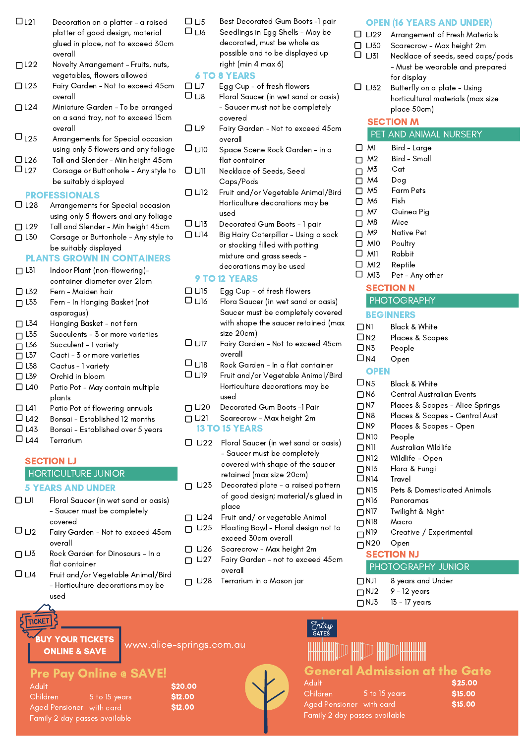- ☐ L21 Decoration on a platter – a raised platter of good design, material glued in place, not to exceed 30cm overall
- ☐ L22 Novelty Arrangement – Fruits, nuts, vegetables, flowers allowed
- ☐ L23 Fairy Garden – Not to exceed 45cm overall
- ☐ L24 Miniature Garden – To be arranged on a sand tray, not to exceed 15cm overall
- ☐ L25 Arrangements for Special occasion using only 5 flowers and any foliage
- ☐ L26 Tall and Slender – Min height 45cm
- ☐ L27 Corsage or Buttonhole – Any style to be suitably displayed

### PROFESSIONALS

- ☐ L28 Arrangements for Special occasion using only 5 flowers and any foliage
- ☐ L29 Tall and Slender – Min height 45cm
- ☐ L30 Corsage or Buttonhole – Any style to be suitably displayed

### PLANTS GROWN IN CONTAINERS

- ☐ L31 Indoor Plant (non-flowering)– container diameter over 21cm
- ☐ L32 Fern – Maiden hair
- ☐ L33 Fern – In Hanging Basket (not asparagus)
- ☐ L34 Hanging Basket – not fern
- ☐ L35 Succulents – 3 or more varieties
- ☐ L36 Succulent – 1 variety
- ☐ L37 Cacti – 3 or more varieties
- ☐ L38 Cactus – 1 variety
- ☐ L39 Orchid in bloom
- ☐ L40 Patio Pot – May contain multiple plants
- ☐ L41 Patio Pot of flowering annuals
- ☐ L42 Bonsai – Established 12 months
- ☐ L43 Bonsai – Established over 5 years
- ☐ L44 Terrarium

## SECTION LJ

## HORTICULTURE JUNIOR

### 5 YEARS AND UNDER

- ☐ LJ1 Floral Saucer (in wet sand or oasis) – Saucer must be completely covered
- ☐ LJ2 Fairy Garden – Not to exceed 45cm overall
- ☐ LJ3 Rock Garden for Dinosaurs – In a flat container
- ☐ LJ4 Fruit and/or Vegetable Animal/Bird – Horticulture decorations may be used
- ☐ LJ5 Best Decorated Gum Boots –1 pair
- ☐ LJ6 Seedlings in Egg Shells – May be decorated, must be whole as possible and to be displayed up right (min 4 max 6)

### 6 TO 8 YEARS

- ☐ LJ7 Egg Cup – of fresh flowers
- ☐ LJ8 Floral Saucer (in wet sand or oasis) – Saucer must not be completely covered
- ☐ LJ9 Fairy Garden – Not to exceed 45cm overall
- ☐ LJ10 Space Scene Rock Garden – in a flat container
- ☐ LJ11 Necklace of Seeds, Seed Caps/Pods
- ☐ LJ12 Fruit and/or Vegetable Animal/Bird Horticulture decorations may be used
- ☐ LJ13 Decorated Gum Boots – 1 pair
- ☐ LJ14 Big Hairy Caterpillar – Using a sock or stocking filled with potting mixture and grass seeds – decorations may be used

### 9 TO 12 YEARS

- ☐ LJ15 Egg Cup – of fresh flowers
- ☐ LJ16 Flora Saucer (in wet sand or oasis) Saucer must be completely covered with shape the saucer retained (max size 20cm)
- ☐ LJ17 Fairy Garden – Not to exceed 45cm overall
- ☐ LJ18 Rock Garden – In a flat container
- ☐ LJ19 Fruit and/or Vegetable Animal/Bird Horticulture decorations may be used
- ☐ LJ20 Decorated Gum Boots –1 Pair
- ☐ LJ21 Scarecrow – Max height 2m

### 13 TO 15 YEARS

- ☐ LJ22 Floral Saucer (in wet sand or oasis) – Saucer must be completely covered with shape of the saucer retained (max size 20cm)
- ☐ LJ23 Decorated plate – a raised pattern of good design; material/s glued in place
- ☐ LJ24 Fruit and/ or vegetable Animal
- ☐ LJ25 Floating Bowl – Floral design not to exceed 30cm overall
- ☐ LJ26 Scarecrow – Max height 2m
- ☐ LJ27 Fairy Garden – not to exceed 45cm overall
- ☐ LJ28 Terrarium in a Mason jar

### OPEN (16 YEARS AND UNDER)

- ☐ LJ29 Arrangement of Fresh Materials
- ☐ LJ30 Scarecrow – Max height 2m
- ☐ LJ31 Necklace of seeds, seed caps/pods – Must be wearable and prepared for display
- ☐ LJ32 Butterfly on a plate – Using horticultural materials (max size place 50cm)

## SECTION M

## PET AND ANIMAL NURSERY

- ☐ M1 Bird – Large
- ☐ M2 Bird – Small
- ☐ M3 Cat
- ☐ M4 Dog
- ☐ M5 Farm Pets
- ☐ M6 Fish
- ☐ M7 Guinea Pig
- ☐ M8 Mice
- ☐ M9 Native Pet
- ☐ M10 Poultry
- ☐ M11 Rabbit
- ☐ M12 Reptile
- ☐ M13 Pet – Any other

## SECTION N

## PHOTOGRAPHY

### BEGINNERS

- ☐ N1 Black & White
- ☐ N2 Places & Scapes
- ☐ N3 People
- ☐ N4 Open

### OPEN

- ☐ N5 Black & White
- ☐ N6 Central Australian Events
- ☐ N7 Places & Scapes – Alice Springs
- ☐ N8 Places & Scapes – Central Aust
- ☐ N9 Places & Scapes – Open
- ☐ N10 People
- ☐ N11 Australian Wildlife
- ☐ N12 Wildlife – Open
- ☐ N13 Flora & Fungi
- ☐ N14 Travel
- ☐ N15 Pets & Domesticated Animals
- ☐ N16 Panoramas
- ☐ N17 Twilight & Night
- ☐ N18 Macro
- ☐ N19 Creative / Experimental
- ☐ N20 Open

## SECTION NJ

## PHOTOGRAPHY JUNIOR

- ☐ NJ1 8 years and Under
- ☐ NJ2 9 – 12 years
- ☐ NJ3 13 – 17 years

TICKET

**BUY YOUR TICKETS ONLINE & SAVE**

www.alice-springs.com.au

## Pre Pay Online @ SAVE!

| | | |
|---|---|---|
| Adult | | $20.00 |
| Children | 5 to 15 years | $12.00 |
| Aged Pensioner | with card | $12.00 |

Family 2 day passes available

Entry GATES

## General Admission at the Gate

| | | |
|---|---|---|
| Adult | | $25.00 |
| Children | 5 to 15 years | $15.00 |
| Aged Pensioner | with card | $15.00 |

Family 2 day passes available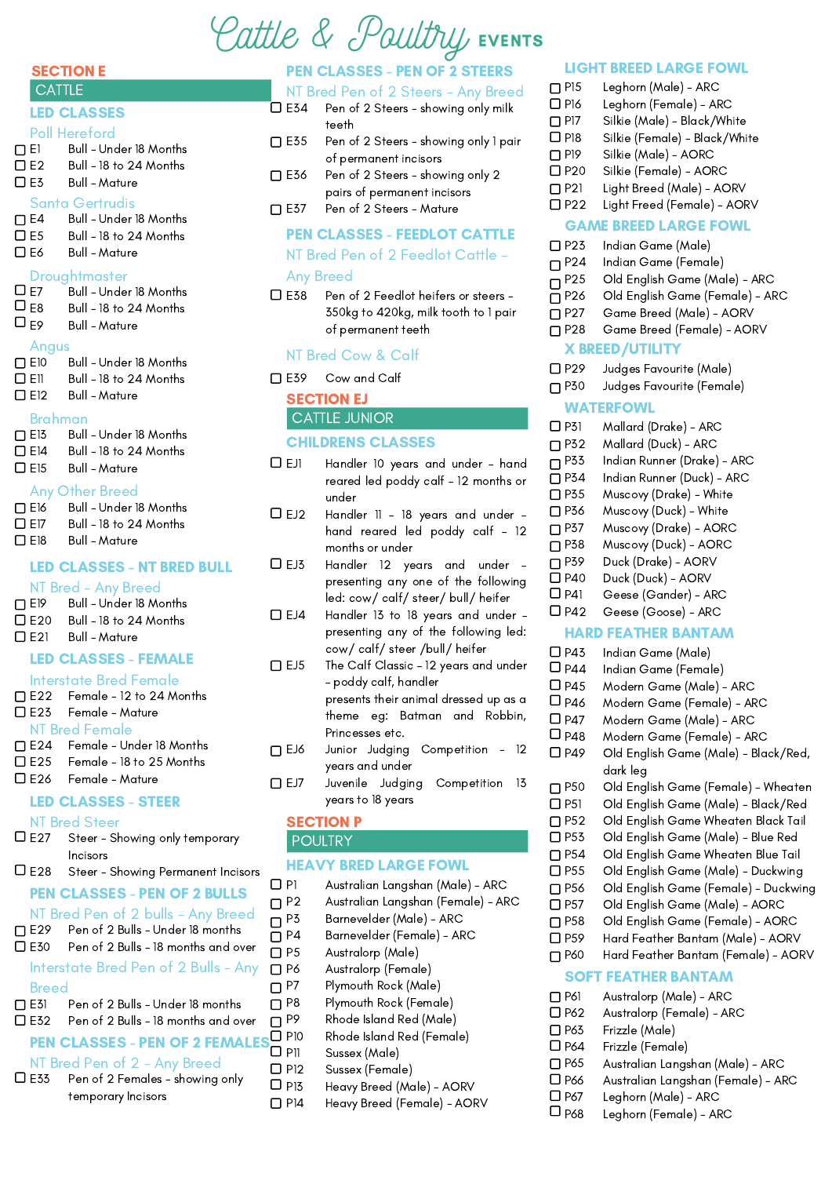# Cattle & Poultry EVENTS

## SECTION E

### CATTLE

### LED CLASSES

**Poll Hereford**

- ☐ E1 Bull - Under 18 Months
- ☐ E2 Bull - 18 to 24 Months
- ☐ E3 Bull - Mature

**Santa Gertrudis**

- ☐ E4 Bull - Under 18 Months
- ☐ E5 Bull - 18 to 24 Months
- ☐ E6 Bull - Mature

**Droughtmaster**

- ☐ E7 Bull - Under 18 Months
- ☐ E8 Bull - 18 to 24 Months
- ☐ E9 Bull - Mature

**Angus**

- ☐ E10 Bull - Under 18 Months
- ☐ E11 Bull - 18 to 24 Months
- ☐ E12 Bull - Mature

**Brahman**

- ☐ E13 Bull - Under 18 Months
- ☐ E14 Bull - 18 to 24 Months
- ☐ E15 Bull - Mature

**Any Other Breed**

- ☐ E16 Bull - Under 18 Months
- ☐ E17 Bull - 18 to 24 Months
- ☐ E18 Bull - Mature

### LED CLASSES - NT BRED BULL

**NT Bred - Any Breed**

- ☐ E19 Bull - Under 18 Months
- ☐ E20 Bull - 18 to 24 Months
- ☐ E21 Bull - Mature

### LED CLASSES - FEMALE

**Interstate Bred Female**

- ☐ E22 Female - 12 to 24 Months
- ☐ E23 Female - Mature

**NT Bred Female**

- ☐ E24 Female - Under 18 Months
- ☐ E25 Female - 18 to 25 Months
- ☐ E26 Female - Mature

### LED CLASSES - STEER

**NT Bred Steer**

- ☐ E27 Steer - Showing only temporary Incisors
- ☐ E28 Steer - Showing Permanent Incisors

### PEN CLASSES - PEN OF 2 BULLS

**NT Bred Pen of 2 bulls - Any Breed**

- ☐ E29 Pen of 2 Bulls - Under 18 months
- ☐ E30 Pen of 2 Bulls - 18 months and over

**Interstate Bred Pen of 2 Bulls - Any Breed**

- ☐ E31 Pen of 2 Bulls - Under 18 months
- ☐ E32 Pen of 2 Bulls - 18 months and over

### PEN CLASSES - PEN OF 2 FEMALES

**NT Bred Pen of 2 - Any Breed**

- ☐ E33 Pen of 2 Females - showing only temporary Incisors

### PEN CLASSES - PEN OF 2 STEERS

**NT Bred Pen of 2 Steers - Any Breed**

- ☐ E34 Pen of 2 Steers - showing only milk teeth
- ☐ E35 Pen of 2 Steers - showing only 1 pair of permanent incisors
- ☐ E36 Pen of 2 Steers - showing only 2 pairs of permanent incisors
- ☐ E37 Pen of 2 Steers - Mature

### PEN CLASSES - FEEDLOT CATTLE

**NT Bred Pen of 2 Feedlot Cattle - Any Breed**

- ☐ E38 Pen of 2 Feedlot heifers or steers - 350kg to 420kg, milk tooth to 1 pair of permanent teeth

**NT Bred Cow & Calf**

- ☐ E39 Cow and Calf

## SECTION EJ

### CATTLE JUNIOR

### CHILDRENS CLASSES

- ☐ EJ1 Handler 10 years and under - hand reared led poddy calf - 12 months or under
- ☐ EJ2 Handler 11 - 18 years and under - hand reared led poddy calf - 12 months or under
- ☐ EJ3 Handler 12 years and under - presenting any one of the following led: cow/ calf/ steer/ bull/ heifer
- ☐ EJ4 Handler 13 to 18 years and under - presenting any of the following led: cow/ calf/ steer /bull/ heifer
- ☐ EJ5 The Calf Classic - 12 years and under - poddy calf, handler presents their animal dressed up as a theme eg: Batman and Robbin, Princesses etc.
- ☐ EJ6 Junior Judging Competition - 12 years and under
- ☐ EJ7 Juvenile Judging Competition 13 years to 18 years

## SECTION P

### POULTRY

### HEAVY BRED LARGE FOWL

- ☐ P1 Australian Langshan (Male) - ARC
- ☐ P2 Australian Langshan (Female) - ARC
- ☐ P3 Barnevelder (Male) - ARC
- ☐ P4 Barnevelder (Female) - ARC
- ☐ P5 Australorp (Male)
- ☐ P6 Australorp (Female)
- ☐ P7 Plymouth Rock (Male)
- ☐ P8 Plymouth Rock (Female)
- ☐ P9 Rhode Island Red (Male)
- ☐ P10 Rhode Island Red (Female)
- ☐ P11 Sussex (Male)
- ☐ P12 Sussex (Female)
- ☐ P13 Heavy Breed (Male) - AORV
- ☐ P14 Heavy Breed (Female) - AORV

### LIGHT BREED LARGE FOWL

- ☐ P15 Leghorn (Male) - ARC
- ☐ P16 Leghorn (Female) - ARC
- ☐ P17 Silkie (Male) - Black/White
- ☐ P18 Silkie (Female) - Black/White
- ☐ P19 Silkie (Male) - AORC
- ☐ P20 Silkie (Female) - AORC
- ☐ P21 Light Breed (Male) - AORV
- ☐ P22 Light Freed (Female) - AORV

### GAME BREED LARGE FOWL

- ☐ P23 Indian Game (Male)
- ☐ P24 Indian Game (Female)
- ☐ P25 Old English Game (Male) - ARC
- ☐ P26 Old English Game (Female) - ARC
- ☐ P27 Game Breed (Male) - AORV
- ☐ P28 Game Breed (Female) - AORV

### X BREED/UTILITY

- ☐ P29 Judges Favourite (Male)
- ☐ P30 Judges Favourite (Female)

### WATERFOWL

- ☐ P31 Mallard (Drake) - ARC
- ☐ P32 Mallard (Duck) - ARC
- ☐ P33 Indian Runner (Drake) - ARC
- ☐ P34 Indian Runner (Duck) - ARC
- ☐ P35 Muscovy (Drake) - White
- ☐ P36 Muscovy (Duck) - White
- ☐ P37 Muscovy (Drake) - AORC
- ☐ P38 Muscovy (Duck) - AORC
- ☐ P39 Duck (Drake) - AORV
- ☐ P40 Duck (Duck) - AORV
- ☐ P41 Geese (Gander) - ARC
- ☐ P42 Geese (Goose) - ARC

### HARD FEATHER BANTAM

- ☐ P43 Indian Game (Male)
- ☐ P44 Indian Game (Female)
- ☐ P45 Modern Game (Male) - ARC
- ☐ P46 Modern Game (Female) - ARC
- ☐ P47 Modern Game (Male) - ARC
- ☐ P48 Modern Game (Female) - ARC
- ☐ P49 Old English Game (Male) - Black/Red, dark leg
- ☐ P50 Old English Game (Female) - Wheaten
- ☐ P51 Old English Game (Male) - Black/Red
- ☐ P52 Old English Game Wheaten Black Tail
- ☐ P53 Old English Game (Male) - Blue Red
- ☐ P54 Old English Game Wheaten Blue Tail
- ☐ P55 Old English Game (Male) - Duckwing
- ☐ P56 Old English Game (Female) - Duckwing
- ☐ P57 Old English Game (Male) - AORC
- ☐ P58 Old English Game (Female) - AORC
- ☐ P59 Hard Feather Bantam (Male) - AORV
- ☐ P60 Hard Feather Bantam (Female) - AORV

### SOFT FEATHER BANTAM

- ☐ P61 Australorp (Male) - ARC
- ☐ P62 Australorp (Female) - ARC
- ☐ P63 Frizzle (Male)
- ☐ P64 Frizzle (Female)
- ☐ P65 Australian Langshan (Male) - ARC
- ☐ P66 Australian Langshan (Female) - ARC
- ☐ P67 Leghorn (Male) - ARC
- ☐ P68 Leghorn (Female) - ARC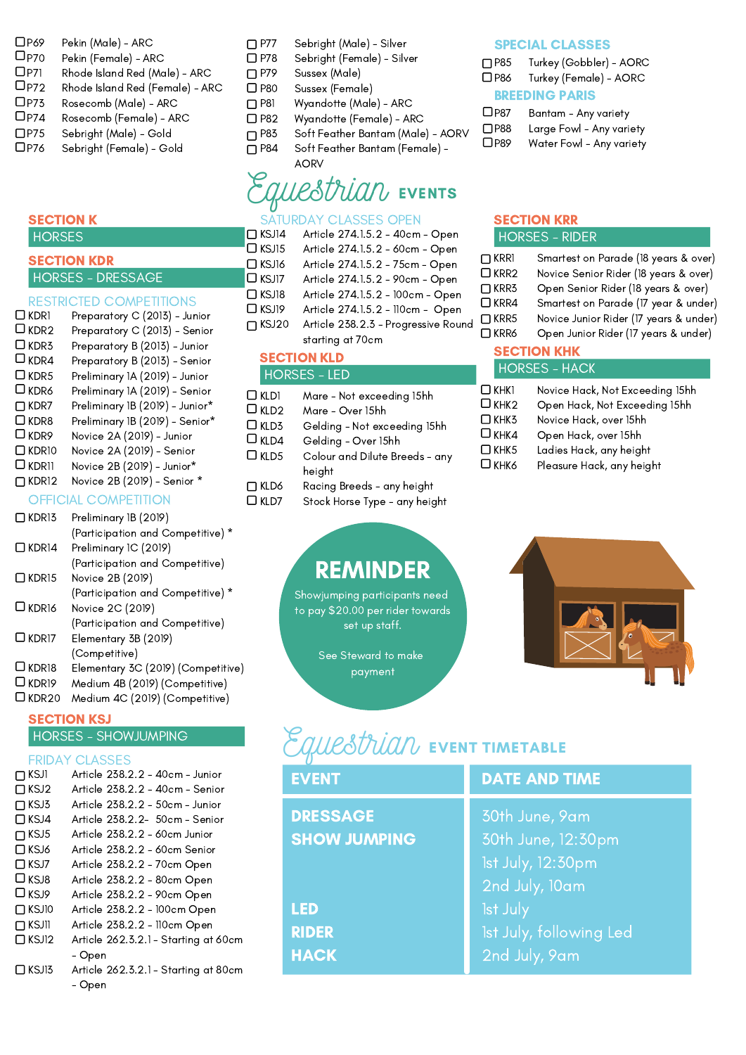- ☐ P69 Pekin (Male) - ARC
- ☐ P70 Pekin (Female) - ARC
- ☐ P71 Rhode Island Red (Male) - ARC
- ☐ P72 Rhode Island Red (Female) - ARC
- ☐ P73 Rosecomb (Male) - ARC
- ☐ P74 Rosecomb (Female) - ARC
- ☐ P75 Sebright (Male) - Gold
- ☐ P76 Sebright (Female) - Gold
- ☐ P77 Sebright (Male) - Silver
- ☐ P78 Sebright (Female) - Silver
- ☐ P79 Sussex (Male)
- ☐ P80 Sussex (Female)
- ☐ P81 Wyandotte (Male) - ARC
- ☐ P82 Wyandotte (Female) - ARC
- ☐ P83 Soft Feather Bantam (Male) - AORV
- ☐ P84 Soft Feather Bantam (Female) - AORV

## SPECIAL CLASSES

- ☐ P85 Turkey (Gobbler) - AORC
- ☐ P86 Turkey (Female) - AORC

## BREEDING PARIS

- ☐ P87 Bantam - Any variety
- ☐ P88 Large Fowl - Any variety
- ☐ P89 Water Fowl - Any variety

# Equestrian EVENTS

## SECTION K

### HORSES

## SECTION KDR

### HORSES - DRESSAGE

#### RESTRICTED COMPETITIONS

- ☐ KDR1 Preparatory C (2013) - Junior
- ☐ KDR2 Preparatory C (2013) - Senior
- ☐ KDR3 Preparatory B (2013) - Junior
- ☐ KDR4 Preparatory B (2013) - Senior
- ☐ KDR5 Preliminary 1A (2019) - Junior
- ☐ KDR6 Preliminary 1A (2019) - Senior
- ☐ KDR7 Preliminary 1B (2019) - Junior*
- ☐ KDR8 Preliminary 1B (2019) - Senior*
- ☐ KDR9 Novice 2A (2019) - Junior
- ☐ KDR10 Novice 2A (2019) - Senior
- ☐ KDR11 Novice 2B (2019) - Junior*
- ☐ KDR12 Novice 2B (2019) - Senior *

#### OFFICIAL COMPETITION

- ☐ KDR13 Preliminary 1B (2019) (Participation and Competitive) *
- ☐ KDR14 Preliminary 1C (2019) (Participation and Competitive)
- ☐ KDR15 Novice 2B (2019) (Participation and Competitive) *
- ☐ KDR16 Novice 2C (2019) (Participation and Competitive)
- ☐ KDR17 Elementary 3B (2019) (Competitive)
- ☐ KDR18 Elementary 3C (2019) (Competitive)
- ☐ KDR19 Medium 4B (2019) (Competitive)
- ☐ KDR20 Medium 4C (2019) (Competitive)

## SECTION KSJ

### HORSES - SHOWJUMPING

#### FRIDAY CLASSES

- ☐ KSJ1 Article 238.2.2 - 40cm - Junior
- ☐ KSJ2 Article 238.2.2 - 40cm - Senior
- ☐ KSJ3 Article 238.2.2 - 50cm - Junior
- ☐ KSJ4 Article 238.2.2- 50cm - Senior
- ☐ KSJ5 Article 238.2.2 - 60cm Junior
- ☐ KSJ6 Article 238.2.2 - 60cm Senior
- ☐ KSJ7 Article 238.2.2 - 70cm Open
- ☐ KSJ8 Article 238.2.2 - 80cm Open
- ☐ KSJ9 Article 238.2.2 - 90cm Open
- ☐ KSJ10 Article 238.2.2 - 100cm Open
- ☐ KSJ11 Article 238.2.2 - 110cm Open
- ☐ KSJ12 Article 262.3.2.1 - Starting at 60cm - Open
- ☐ KSJ13 Article 262.3.2.1 - Starting at 80cm - Open

#### SATURDAY CLASSES OPEN

- ☐ KSJ14 Article 274.1.5.2 - 40cm - Open
- ☐ KSJ15 Article 274.1.5.2 - 60cm - Open
- ☐ KSJ16 Article 274.1.5.2 - 75cm - Open
- ☐ KSJ17 Article 274.1.5.2 - 90cm - Open
- ☐ KSJ18 Article 274.1.5.2 - 100cm - Open
- ☐ KSJ19 Article 274.1.5.2 - 110cm - Open
- ☐ KSJ20 Article 238.2.3 - Progressive Round starting at 70cm

## SECTION KLD

### HORSES - LED

- ☐ KLD1 Mare - Not exceeding 15hh
- ☐ KLD2 Mare - Over 15hh
- ☐ KLD3 Gelding - Not exceeding 15hh
- ☐ KLD4 Gelding - Over 15hh
- ☐ KLD5 Colour and Dilute Breeds - any height
- ☐ KLD6 Racing Breeds - any height
- ☐ KLD7 Stock Horse Type - any height

## SECTION KRR

### HORSES - RIDER

- ☐ KRR1 Smartest on Parade (18 years & over)
- ☐ KRR2 Novice Senior Rider (18 years & over)
- ☐ KRR3 Open Senior Rider (18 years & over)
- ☐ KRR4 Smartest on Parade (17 year & under)
- ☐ KRR5 Novice Junior Rider (17 years & under)
- ☐ KRR6 Open Junior Rider (17 years & under)

## SECTION KHK

### HORSES - HACK

- ☐ KHK1 Novice Hack, Not Exceeding 15hh
- ☐ KHK2 Open Hack, Not Exceeding 15hh
- ☐ KHK3 Novice Hack, over 15hh
- ☐ KHK4 Open Hack, over 15hh
- ☐ KHK5 Ladies Hack, any height
- ☐ KHK6 Pleasure Hack, any height

**REMINDER**

Showjumping participants need to pay $20.00 per rider towards set up staff.

See Steward to make payment

# Equestrian EVENT TIMETABLE

| EVENT | DATE AND TIME |
|---|---|
| DRESSAGE | 30th June, 9am |
| SHOW JUMPING | 30th June, 12:30pm |
| | 1st July, 12:30pm |
| | 2nd July, 10am |
| LED | 1st July |
| RIDER | 1st July, following Led |
| HACK | 2nd July, 9am |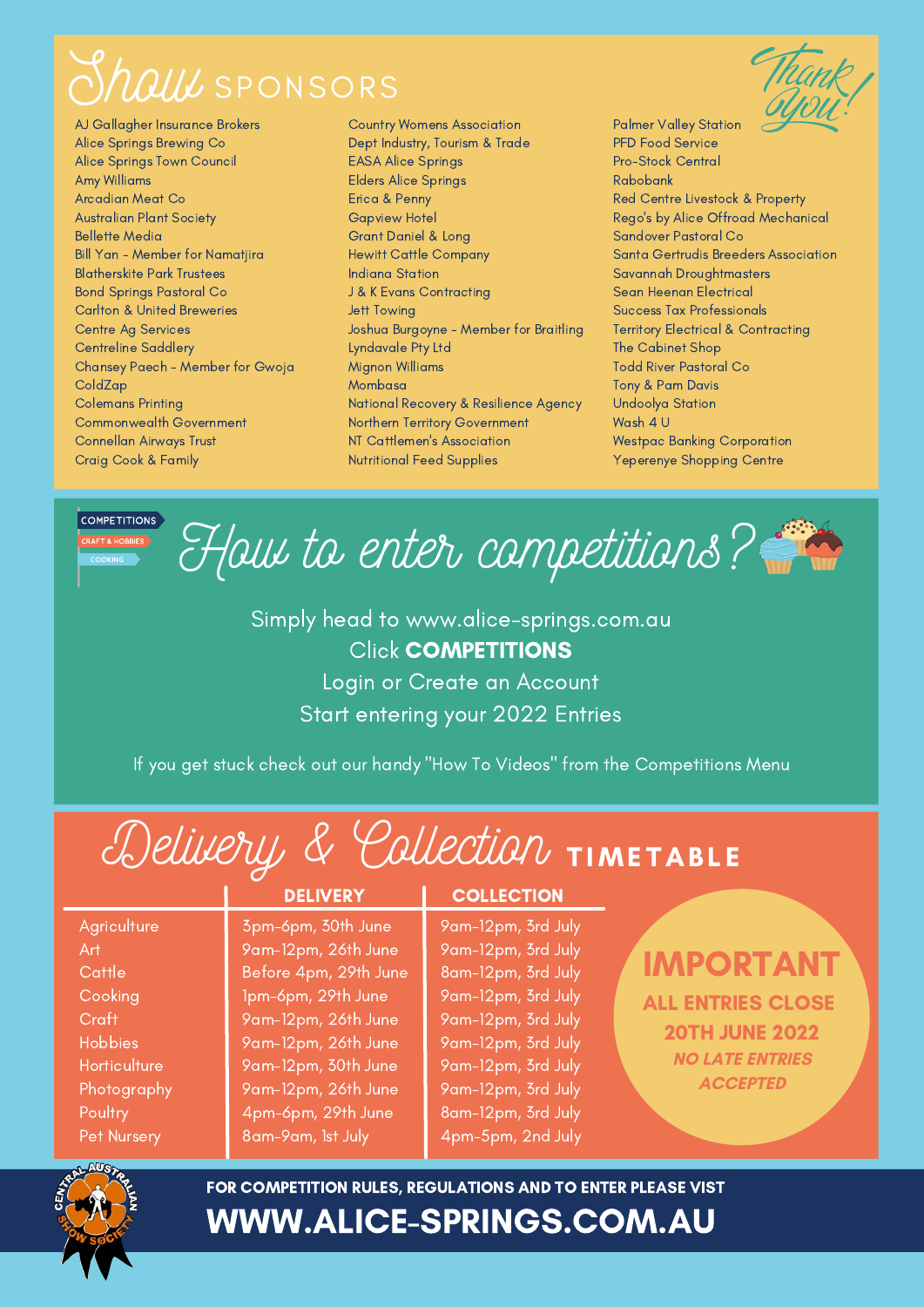# Show SPONSORS

Thank you!

AJ Gallagher Insurance Brokers
Alice Springs Brewing Co
Alice Springs Town Council
Amy Williams
Arcadian Meat Co
Australian Plant Society
Bellette Media
Bill Yan - Member for Namatjira
Blatherskite Park Trustees
Bond Springs Pastoral Co
Carlton & United Breweries
Centre Ag Services
Centreline Saddlery
Chansey Paech - Member for Gwoja
ColdZap
Colemans Printing
Commonwealth Government
Connellan Airways Trust
Craig Cook & Family
Country Womens Association
Dept Industry, Tourism & Trade
EASA Alice Springs
Elders Alice Springs
Erica & Penny
Gapview Hotel
Grant Daniel & Long
Hewitt Cattle Company
Indiana Station
J & K Evans Contracting
Jett Towing
Joshua Burgoyne - Member for Braitling
Lyndavale Pty Ltd
Mignon Williams
Mombasa
National Recovery & Resilience Agency
Northern Territory Government
NT Cattlemen's Association
Nutritional Feed Supplies
Palmer Valley Station
PFD Food Service
Pro-Stock Central
Rabobank
Red Centre Livestock & Property
Rego's by Alice Offroad Mechanical
Sandover Pastoral Co
Santa Gertrudis Breeders Association
Savannah Droughtmasters
Sean Heenan Electrical
Success Tax Professionals
Territory Electrical & Contracting
The Cabinet Shop
Todd River Pastoral Co
Tony & Pam Davis
Undoolya Station
Wash 4 U
Westpac Banking Corporation
Yeperenye Shopping Centre

# How to enter competitions?

COMPETITIONS
CRAFT & HOBBIES
COOKING

Simply head to www.alice-springs.com.au
Click **COMPETITIONS**
Login or Create an Account
Start entering your 2022 Entries

If you get stuck check out our handy "How To Videos" from the Competitions Menu

# Delivery & Collection TIMETABLE

| | DELIVERY | COLLECTION |
|---|---|---|
| Agriculture | 3pm-6pm, 30th June | 9am-12pm, 3rd July |
| Art | 9am-12pm, 26th June | 9am-12pm, 3rd July |
| Cattle | Before 4pm, 29th June | 8am-12pm, 3rd July |
| Cooking | 1pm-6pm, 29th June | 9am-12pm, 3rd July |
| Craft | 9am-12pm, 26th June | 9am-12pm, 3rd July |
| Hobbies | 9am-12pm, 26th June | 9am-12pm, 3rd July |
| Horticulture | 9am-12pm, 30th June | 9am-12pm, 3rd July |
| Photography | 9am-12pm, 26th June | 9am-12pm, 3rd July |
| Poultry | 4pm-6pm, 29th June | 8am-12pm, 3rd July |
| Pet Nursery | 8am-9am, 1st July | 4pm-5pm, 2nd July |

**IMPORTANT**
**ALL ENTRIES CLOSE 20TH JUNE 2022**
***NO LATE ENTRIES ACCEPTED***

CENTRAL AUSTRALIAN SHOW SOCIETY

**FOR COMPETITION RULES, REGULATIONS AND TO ENTER PLEASE VIST**
**WWW.ALICE-SPRINGS.COM.AU**